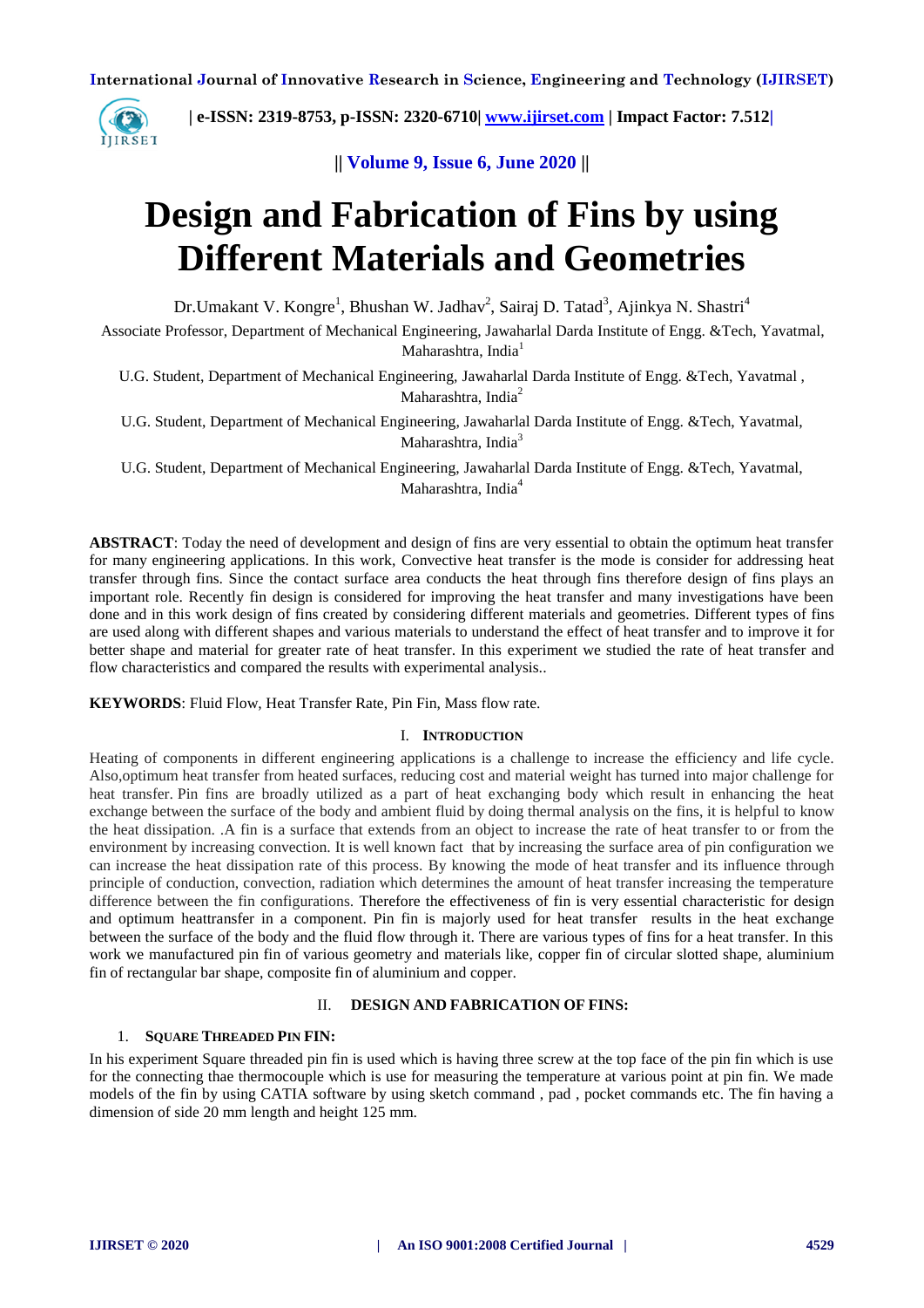# Design and Fabrication of Fins by using Different Materials and Geometries

Dr.Umakant V. Kongre[1], Bhushan W. Jadhav[2], Sairaj D. Tatad[3], Ajinkya N. Shastri[4]

Associate Professor, Department of Mechanical Engineering, Jawaharlal Darda Institute of Engg. &Tech, Yavatmal, Maharashtra, India[1]

U.G. Student, Department of Mechanical Engineering, Jawaharlal Darda Institute of Engg. &Tech, Yavatmal , Maharashtra, India[2]

U.G. Student, Department of Mechanical Engineering, Jawaharlal Darda Institute of Engg. &Tech, Yavatmal, Maharashtra, India[3]

U.G. Student, Department of Mechanical Engineering, Jawaharlal Darda Institute of Engg. &Tech, Yavatmal, Maharashtra, India[4]

**ABSTRACT**: Today the need of development and design of fins are very essential to obtain the optimum heat transfer for many engineering applications. In this work, Convective heat transfer is the mode is consider for addressing heat transfer through fins. Since the contact surface area conducts the heat through fins therefore design of fins plays an important role. Recently fin design is considered for improving the heat transfer and many investigations have been done and in this work design of fins created by considering different materials and geometries. Different types of fins are used along with different shapes and various materials to understand the effect of heat transfer and to improve it for better shape and material for greater rate of heat transfer. In this experiment we studied the rate of heat transfer and flow characteristics and compared the results with experimental analysis..

**KEYWORDS**: Fluid Flow, Heat Transfer Rate, Pin Fin, Mass flow rate.

## I. INTRODUCTION

Heating of components in different engineering applications is a challenge to increase the efficiency and life cycle. Also,optimum heat transfer from heated surfaces, reducing cost and material weight has turned into major challenge for heat transfer. Pin fins are broadly utilized as a part of heat exchanging body which result in enhancing the heat exchange between the surface of the body and ambient fluid by doing thermal analysis on the fins, it is helpful to know the heat dissipation. .A fin is a surface that extends from an object to increase the rate of heat transfer to or from the environment by increasing convection. It is well known fact that by increasing the surface area of pin configuration we can increase the heat dissipation rate of this process. By knowing the mode of heat transfer and its influence through principle of conduction, convection, radiation which determines the amount of heat transfer increasing the temperature difference between the fin configurations. Therefore the effectiveness of fin is very essential characteristic for design and optimum heattransfer in a component. Pin fin is majorly used for heat transfer results in the heat exchange between the surface of the body and the fluid flow through it. There are various types of fins for a heat transfer. In this work we manufactured pin fin of various geometry and materials like, copper fin of circular slotted shape, aluminium fin of rectangular bar shape, composite fin of aluminium and copper.

## II. DESIGN AND FABRICATION OF FINS:

### 1. SQUARE THREADED PIN FIN:

In his experiment Square threaded pin fin is used which is having three screw at the top face of the pin fin which is use for the connecting thae thermocouple which is use for measuring the temperature at various point at pin fin. We made models of the fin by using CATIA software by using sketch command , pad , pocket commands etc. The fin having a dimension of side 20 mm length and height 125 mm.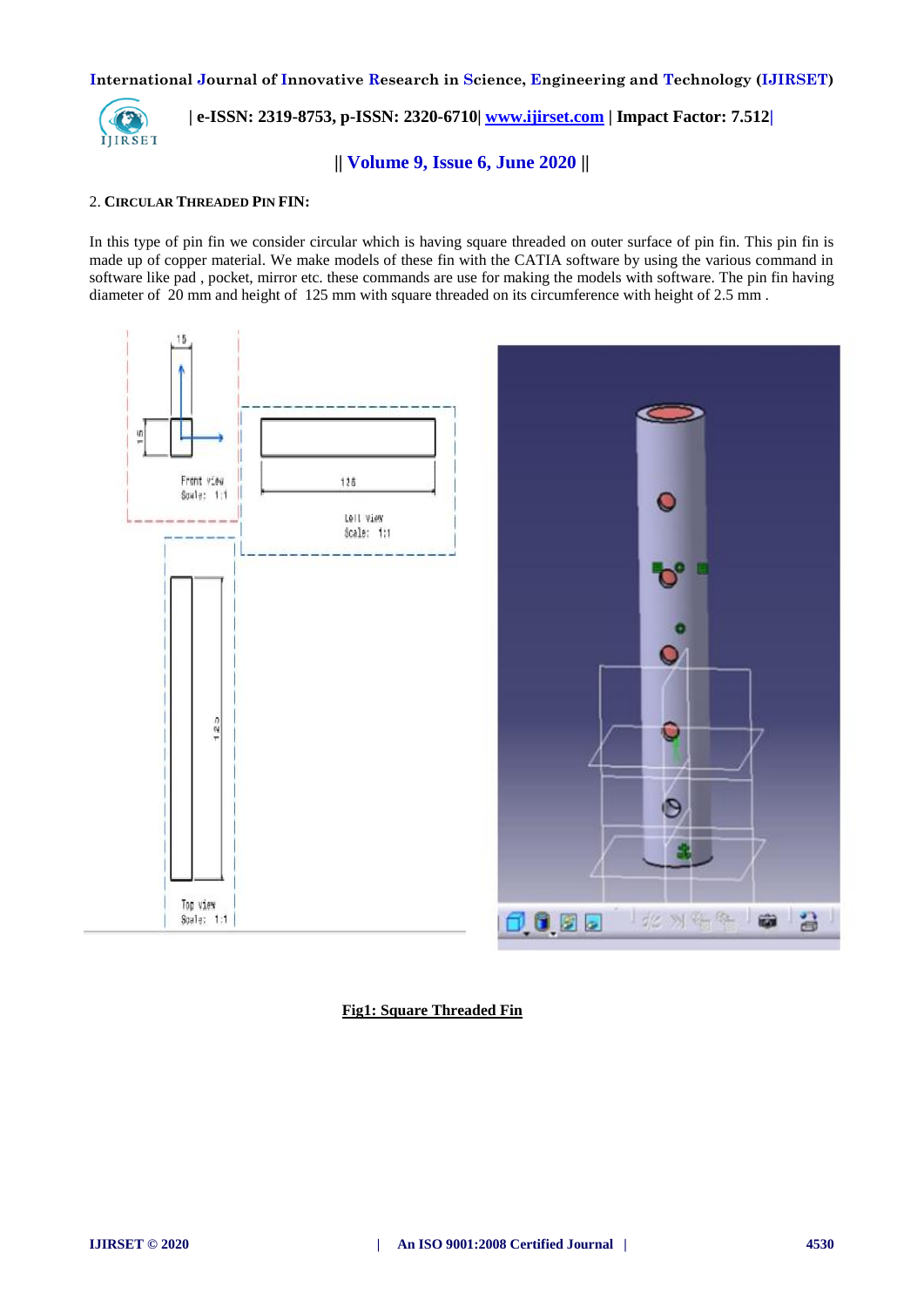2. **Circular Threaded Pin FIN:**

In this type of pin fin we consider circular which is having square threaded on outer surface of pin fin. This pin fin is made up of copper material. We make models of these fin with the CATIA software by using the various command in software like pad , pocket, mirror etc. these commands are use for making the models with software. The pin fin having diameter of 20 mm and height of 125 mm with square threaded on its circumference with height of 2.5 mm .

**Fig1: Square Threaded Fin**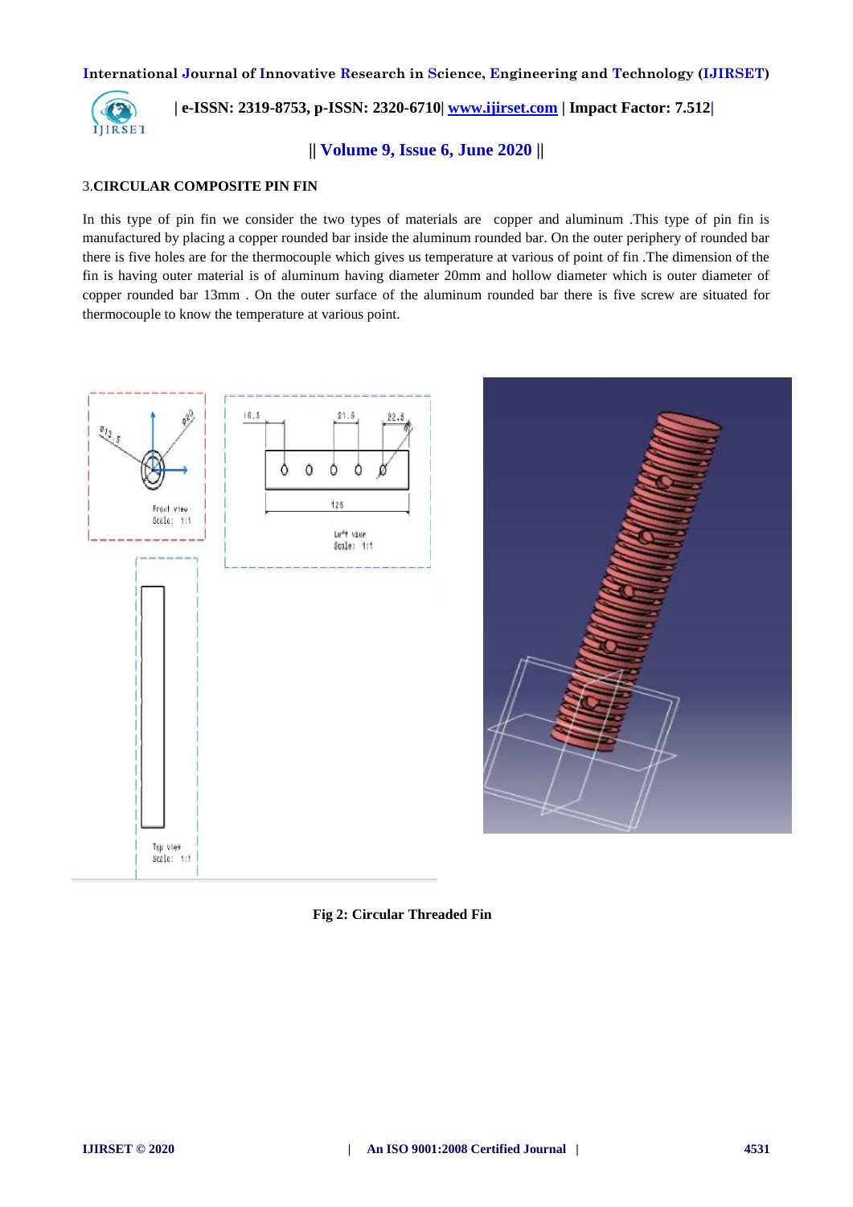3.**CIRCULAR COMPOSITE PIN FIN**

In this type of pin fin we consider the two types of materials are copper and aluminum .This type of pin fin is manufactured by placing a copper rounded bar inside the aluminum rounded bar. On the outer periphery of rounded bar there is five holes are for the thermocouple which gives us temperature at various of point of fin .The dimension of the fin is having outer material is of aluminum having diameter 20mm and hollow diameter which is outer diameter of copper rounded bar 13mm . On the outer surface of the aluminum rounded bar there is five screw are situated for thermocouple to know the temperature at various point.

**Fig 2: Circular Threaded Fin**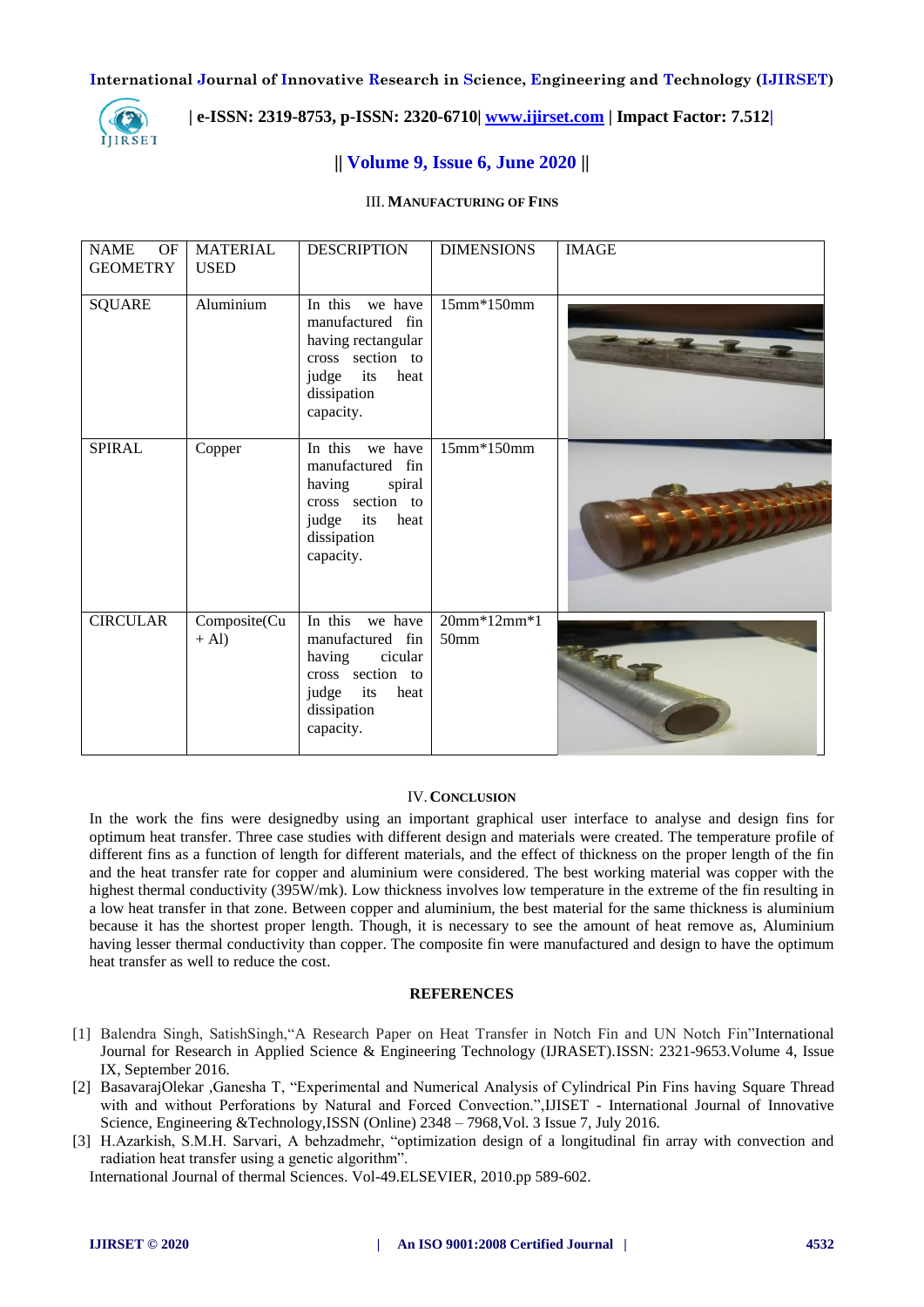## III. MANUFACTURING OF FINS

| NAME OF GEOMETRY | MATERIAL USED | DESCRIPTION | DIMENSIONS | IMAGE |
|---|---|---|---|---|
| SQUARE | Aluminium | In this we have manufactured fin having rectangular cross section to judge its heat dissipation capacity. | 15mm*150mm | |
| SPIRAL | Copper | In this we have manufactured fin having spiral cross section to judge its heat dissipation capacity. | 15mm*150mm | |
| CIRCULAR | Composite(Cu + Al) | In this we have manufactured fin having cicular cross section to judge its heat dissipation capacity. | 20mm*12mm*150mm | |

## IV. CONCLUSION

In the work the fins were designedby using an important graphical user interface to analyse and design fins for optimum heat transfer. Three case studies with different design and materials were created. The temperature profile of different fins as a function of length for different materials, and the effect of thickness on the proper length of the fin and the heat transfer rate for copper and aluminium were considered. The best working material was copper with the highest thermal conductivity (395W/mk). Low thickness involves low temperature in the extreme of the fin resulting in a low heat transfer in that zone. Between copper and aluminium, the best material for the same thickness is aluminium because it has the shortest proper length. Though, it is necessary to see the amount of heat remove as, Aluminium having lesser thermal conductivity than copper. The composite fin were manufactured and design to have the optimum heat transfer as well to reduce the cost.

## REFERENCES

[1] Balendra Singh, SatishSingh,"A Research Paper on Heat Transfer in Notch Fin and UN Notch Fin"International Journal for Research in Applied Science & Engineering Technology (IJRASET).ISSN: 2321-9653.Volume 4, Issue IX, September 2016.

[2] BasavarajOlekar ,Ganesha T, "Experimental and Numerical Analysis of Cylindrical Pin Fins having Square Thread with and without Perforations by Natural and Forced Convection.",IJISET - International Journal of Innovative Science, Engineering &Technology,ISSN (Online) 2348 – 7968,Vol. 3 Issue 7, July 2016.

[3] H.Azarkish, S.M.H. Sarvari, A behzadmehr, "optimization design of a longitudinal fin array with convection and radiation heat transfer using a genetic algorithm".
International Journal of thermal Sciences. Vol-49.ELSEVIER, 2010.pp 589-602.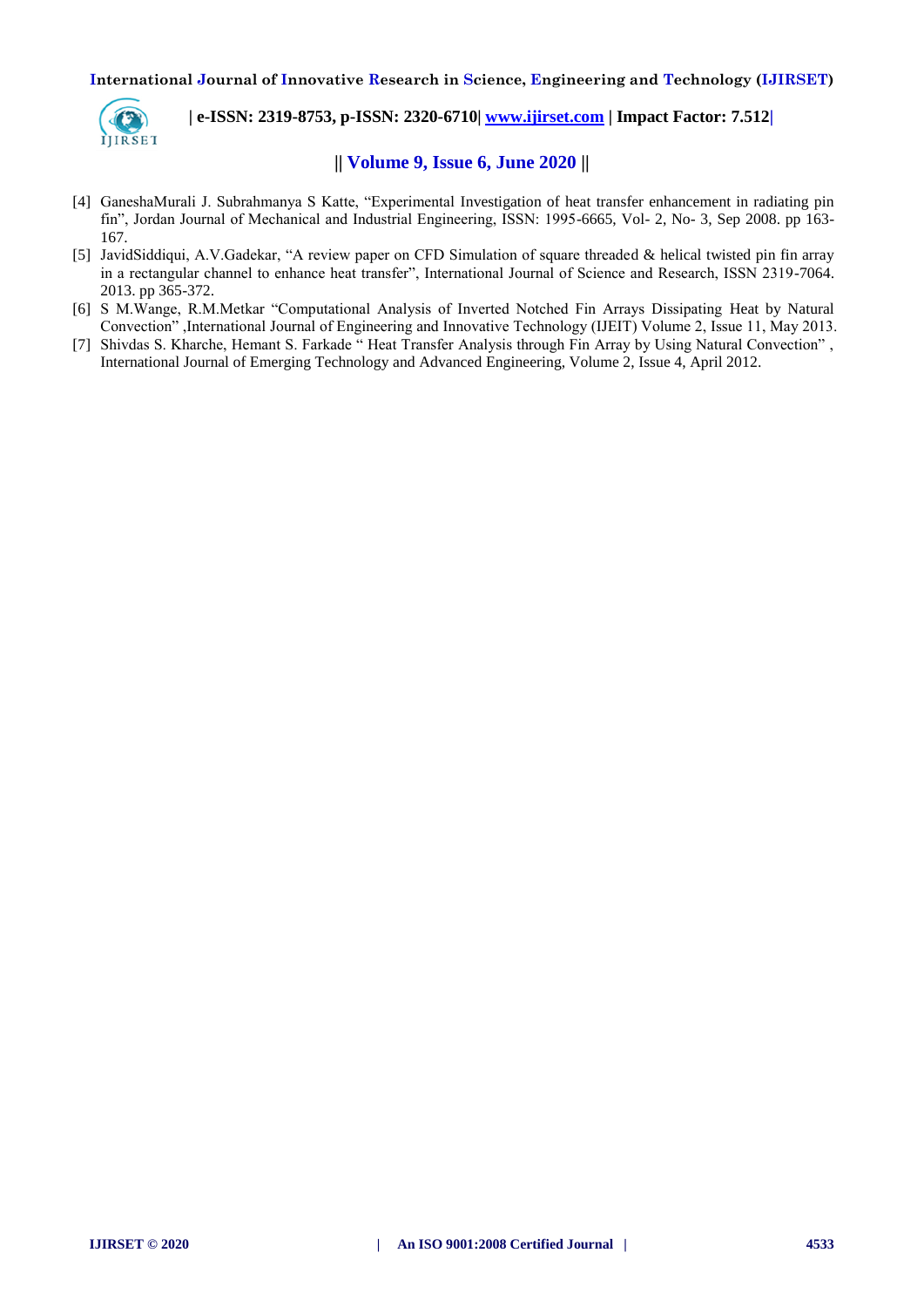[4] GaneshaMurali J. Subrahmanya S Katte, "Experimental Investigation of heat transfer enhancement in radiating pin fin", Jordan Journal of Mechanical and Industrial Engineering, ISSN: 1995-6665, Vol- 2, No- 3, Sep 2008. pp 163-167.

[5] JavidSiddiqui, A.V.Gadekar, "A review paper on CFD Simulation of square threaded & helical twisted pin fin array in a rectangular channel to enhance heat transfer", International Journal of Science and Research, ISSN 2319-7064. 2013. pp 365-372.

[6] S M.Wange, R.M.Metkar "Computational Analysis of Inverted Notched Fin Arrays Dissipating Heat by Natural Convection" ,International Journal of Engineering and Innovative Technology (IJEIT) Volume 2, Issue 11, May 2013.

[7] Shivdas S. Kharche, Hemant S. Farkade " Heat Transfer Analysis through Fin Array by Using Natural Convection" , International Journal of Emerging Technology and Advanced Engineering, Volume 2, Issue 4, April 2012.